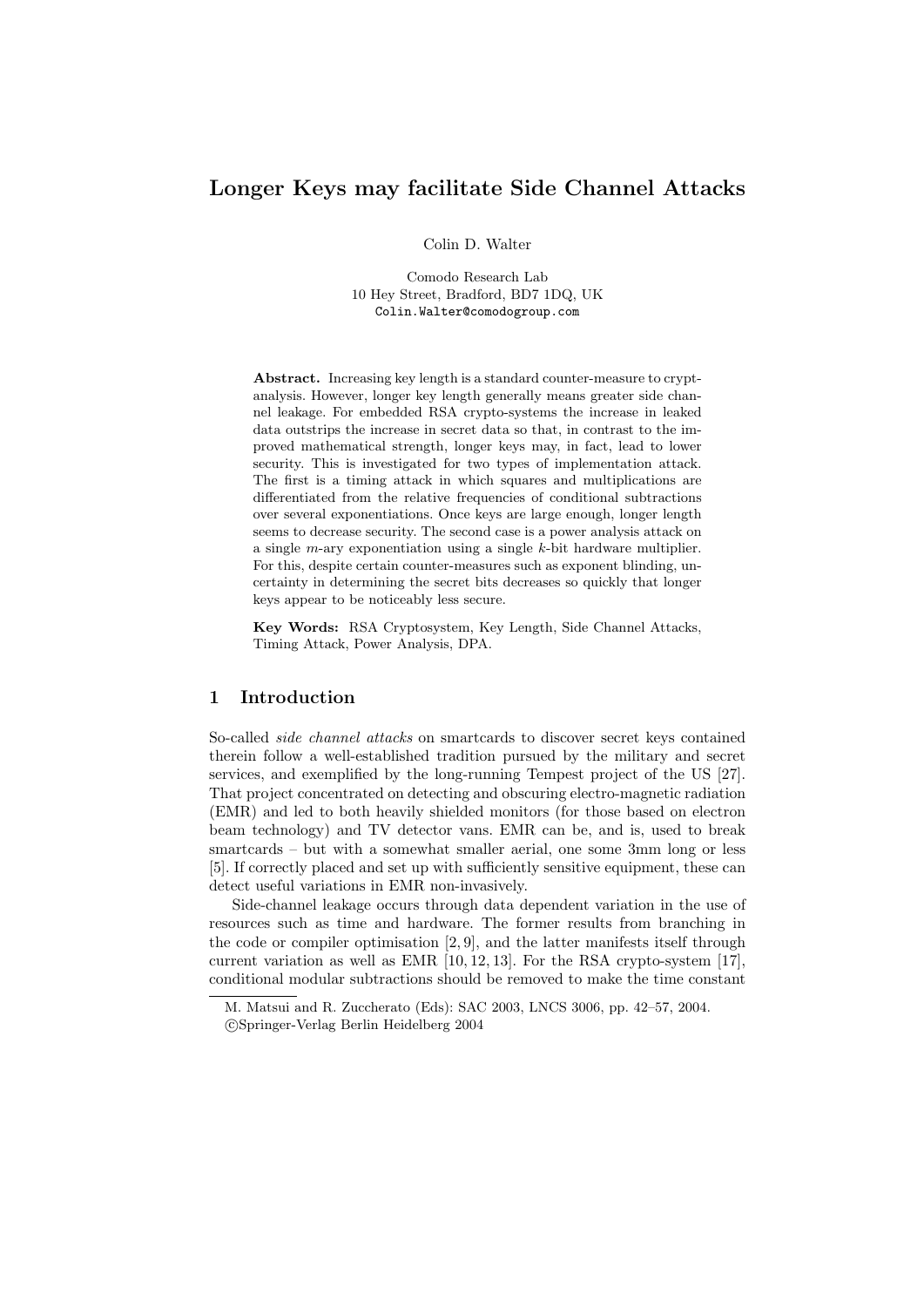# Longer Keys may facilitate Side Channel Attacks

Colin D. Walter

Comodo Research Lab
10 Hey Street, Bradford, BD7 1DQ, UK
Colin.Walter@comodogroup.com

**Abstract.** Increasing key length is a standard counter-measure to cryptanalysis. However, longer key length generally means greater side channel leakage. For embedded RSA crypto-systems the increase in leaked data outstrips the increase in secret data so that, in contrast to the improved mathematical strength, longer keys may, in fact, lead to lower security. This is investigated for two types of implementation attack. The first is a timing attack in which squares and multiplications are differentiated from the relative frequencies of conditional subtractions over several exponentiations. Once keys are large enough, longer length seems to decrease security. The second case is a power analysis attack on a single $m$-ary exponentiation using a single $k$-bit hardware multiplier. For this, despite certain counter-measures such as exponent blinding, uncertainty in determining the secret bits decreases so quickly that longer keys appear to be noticeably less secure.

**Key Words:** RSA Cryptosystem, Key Length, Side Channel Attacks, Timing Attack, Power Analysis, DPA.

## 1 Introduction

So-called *side channel attacks* on smartcards to discover secret keys contained therein follow a well-established tradition pursued by the military and secret services, and exemplified by the long-running Tempest project of the US [27]. That project concentrated on detecting and obscuring electro-magnetic radiation (EMR) and led to both heavily shielded monitors (for those based on electron beam technology) and TV detector vans. EMR can be, and is, used to break smartcards – but with a somewhat smaller aerial, one some 3mm long or less [5]. If correctly placed and set up with sufficiently sensitive equipment, these can detect useful variations in EMR non-invasively.

Side-channel leakage occurs through data dependent variation in the use of resources such as time and hardware. The former results from branching in the code or compiler optimisation [2, 9], and the latter manifests itself through current variation as well as EMR [10, 12, 13]. For the RSA crypto-system [17], conditional modular subtractions should be removed to make the time constant

M. Matsui and R. Zuccherato (Eds): SAC 2003, LNCS 3006, pp. 42–57, 2004.
©Springer-Verlag Berlin Heidelberg 2004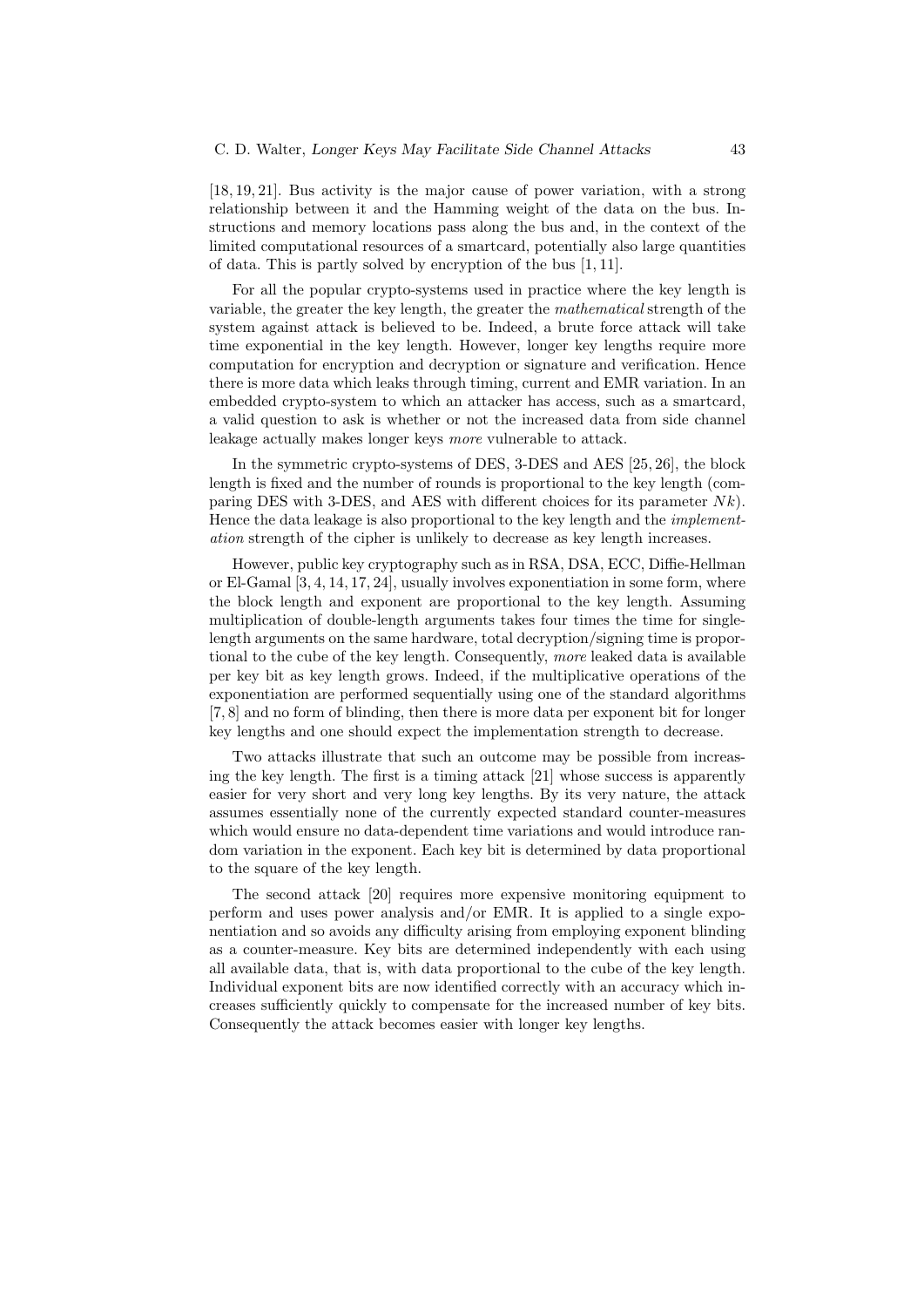[18, 19, 21]. Bus activity is the major cause of power variation, with a strong relationship between it and the Hamming weight of the data on the bus. Instructions and memory locations pass along the bus and, in the context of the limited computational resources of a smartcard, potentially also large quantities of data. This is partly solved by encryption of the bus [1, 11].

For all the popular crypto-systems used in practice where the key length is variable, the greater the key length, the greater the *mathematical* strength of the system against attack is believed to be. Indeed, a brute force attack will take time exponential in the key length. However, longer key lengths require more computation for encryption and decryption or signature and verification. Hence there is more data which leaks through timing, current and EMR variation. In an embedded crypto-system to which an attacker has access, such as a smartcard, a valid question to ask is whether or not the increased data from side channel leakage actually makes longer keys *more* vulnerable to attack.

In the symmetric crypto-systems of DES, 3-DES and AES [25, 26], the block length is fixed and the number of rounds is proportional to the key length (comparing DES with 3-DES, and AES with different choices for its parameter $Nk$). Hence the data leakage is also proportional to the key length and the *implementation* strength of the cipher is unlikely to decrease as key length increases.

However, public key cryptography such as in RSA, DSA, ECC, Diffie-Hellman or El-Gamal [3, 4, 14, 17, 24], usually involves exponentiation in some form, where the block length and exponent are proportional to the key length. Assuming multiplication of double-length arguments takes four times the time for single-length arguments on the same hardware, total decryption/signing time is proportional to the cube of the key length. Consequently, *more* leaked data is available per key bit as key length grows. Indeed, if the multiplicative operations of the exponentiation are performed sequentially using one of the standard algorithms [7, 8] and no form of blinding, then there is more data per exponent bit for longer key lengths and one should expect the implementation strength to decrease.

Two attacks illustrate that such an outcome may be possible from increasing the key length. The first is a timing attack [21] whose success is apparently easier for very short and very long key lengths. By its very nature, the attack assumes essentially none of the currently expected standard counter-measures which would ensure no data-dependent time variations and would introduce random variation in the exponent. Each key bit is determined by data proportional to the square of the key length.

The second attack [20] requires more expensive monitoring equipment to perform and uses power analysis and/or EMR. It is applied to a single exponentiation and so avoids any difficulty arising from employing exponent blinding as a counter-measure. Key bits are determined independently with each using all available data, that is, with data proportional to the cube of the key length. Individual exponent bits are now identified correctly with an accuracy which increases sufficiently quickly to compensate for the increased number of key bits. Consequently the attack becomes easier with longer key lengths.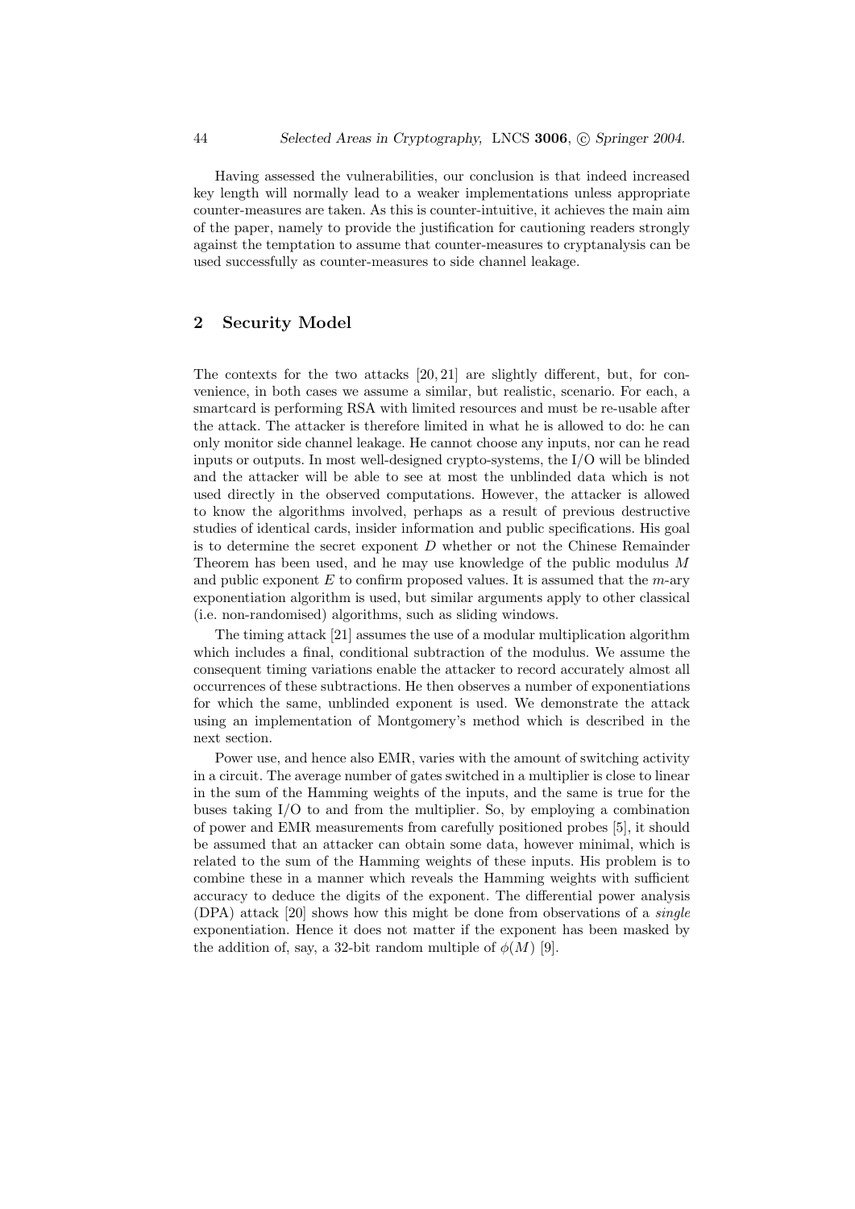Having assessed the vulnerabilities, our conclusion is that indeed increased key length will normally lead to a weaker implementations unless appropriate counter-measures are taken. As this is counter-intuitive, it achieves the main aim of the paper, namely to provide the justification for cautioning readers strongly against the temptation to assume that counter-measures to cryptanalysis can be used successfully as counter-measures to side channel leakage.

## 2 Security Model

The contexts for the two attacks [20, 21] are slightly different, but, for convenience, in both cases we assume a similar, but realistic, scenario. For each, a smartcard is performing RSA with limited resources and must be re-usable after the attack. The attacker is therefore limited in what he is allowed to do: he can only monitor side channel leakage. He cannot choose any inputs, nor can he read inputs or outputs. In most well-designed crypto-systems, the I/O will be blinded and the attacker will be able to see at most the unblinded data which is not used directly in the observed computations. However, the attacker is allowed to know the algorithms involved, perhaps as a result of previous destructive studies of identical cards, insider information and public specifications. His goal is to determine the secret exponent $D$ whether or not the Chinese Remainder Theorem has been used, and he may use knowledge of the public modulus $M$ and public exponent $E$ to confirm proposed values. It is assumed that the $m$-ary exponentiation algorithm is used, but similar arguments apply to other classical (i.e. non-randomised) algorithms, such as sliding windows.

The timing attack [21] assumes the use of a modular multiplication algorithm which includes a final, conditional subtraction of the modulus. We assume the consequent timing variations enable the attacker to record accurately almost all occurrences of these subtractions. He then observes a number of exponentiations for which the same, unblinded exponent is used. We demonstrate the attack using an implementation of Montgomery's method which is described in the next section.

Power use, and hence also EMR, varies with the amount of switching activity in a circuit. The average number of gates switched in a multiplier is close to linear in the sum of the Hamming weights of the inputs, and the same is true for the buses taking I/O to and from the multiplier. So, by employing a combination of power and EMR measurements from carefully positioned probes [5], it should be assumed that an attacker can obtain some data, however minimal, which is related to the sum of the Hamming weights of these inputs. His problem is to combine these in a manner which reveals the Hamming weights with sufficient accuracy to deduce the digits of the exponent. The differential power analysis (DPA) attack [20] shows how this might be done from observations of a *single* exponentiation. Hence it does not matter if the exponent has been masked by the addition of, say, a 32-bit random multiple of $\phi(M)$ [9].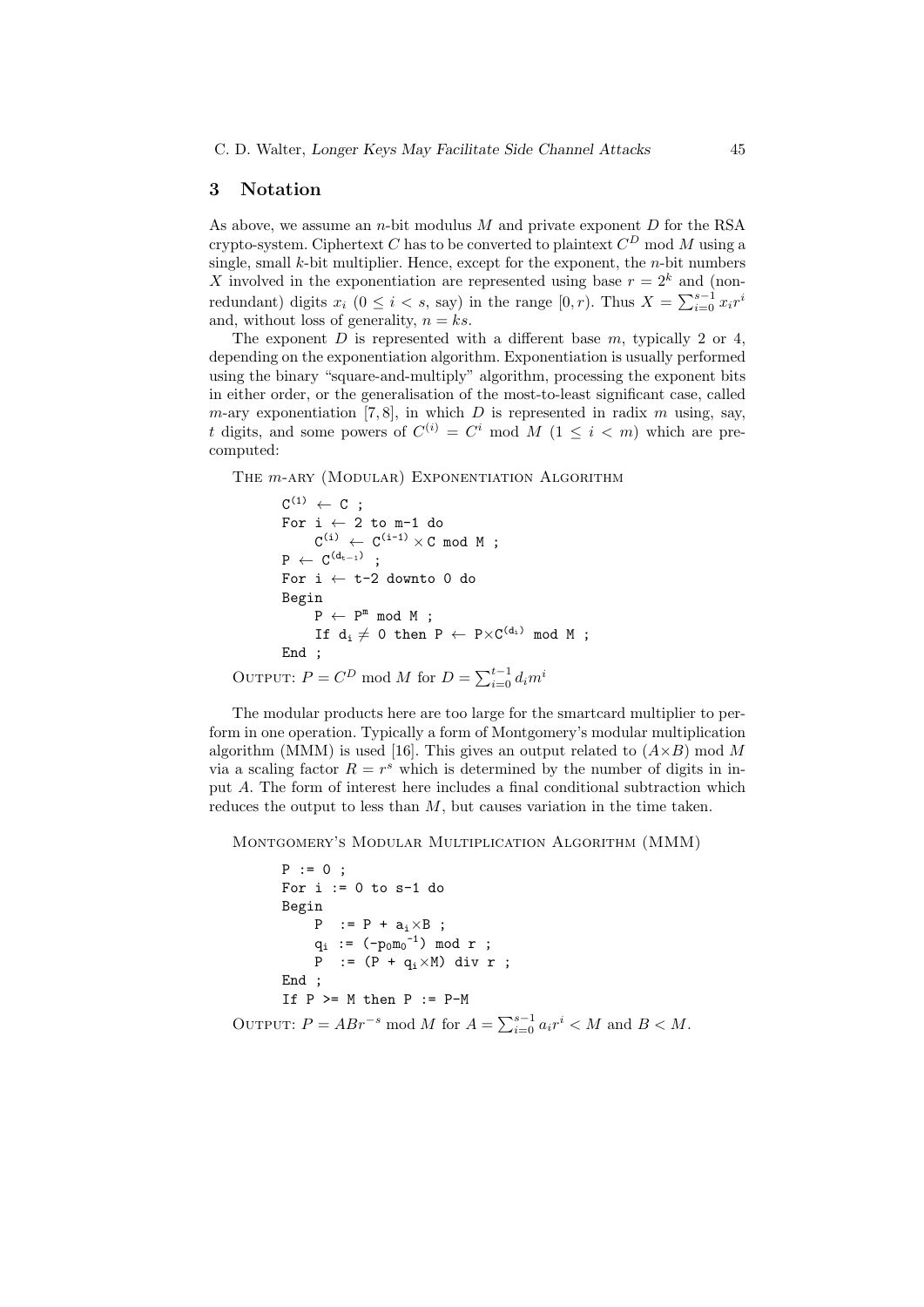## 3 Notation

As above, we assume an $n$-bit modulus $M$ and private exponent $D$ for the RSA crypto-system. Ciphertext $C$ has to be converted to plaintext $C^D \bmod M$ using a single, small $k$-bit multiplier. Hence, except for the exponent, the $n$-bit numbers $X$ involved in the exponentiation are represented using base $r = 2^k$ and (non-redundant) digits $x_i$ ($0 \le i < s$, say) in the range $[0, r)$. Thus $X = \sum_{i=0}^{s-1} x_i r^i$ and, without loss of generality, $n = ks$.

The exponent $D$ is represented with a different base $m$, typically 2 or 4, depending on the exponentiation algorithm. Exponentiation is usually performed using the binary "square-and-multiply" algorithm, processing the exponent bits in either order, or the generalisation of the most-to-least significant case, called $m$-ary exponentiation [7, 8], in which $D$ is represented in radix $m$ using, say, $t$ digits, and some powers of $C^{(i)} = C^i \bmod M$ ($1 \le i < m$) which are pre-computed:

THE $m$-ARY (MODULAR) EXPONENTIATION ALGORITHM

```
C^(1) ← C ;
For i ← 2 to m-1 do
    C^(i) ← C^(i-1) × C mod M ;
P ← C^(d_{t-1}) ;
For i ← t-2 downto 0 do
Begin
    P ← P^m mod M ;
    If d_i ≠ 0 then P ← P×C^(d_i) mod M ;
End ;
```

OUTPUT: $P = C^D \bmod M$ for $D = \sum_{i=0}^{t-1} d_i m^i$

The modular products here are too large for the smartcard multiplier to perform in one operation. Typically a form of Montgomery's modular multiplication algorithm (MMM) is used [16]. This gives an output related to $(A \times B) \bmod M$ via a scaling factor $R = r^s$ which is determined by the number of digits in input $A$. The form of interest here includes a final conditional subtraction which reduces the output to less than $M$, but causes variation in the time taken.

MONTGOMERY'S MODULAR MULTIPLICATION ALGORITHM (MMM)

```
P := 0 ;
For i := 0 to s-1 do
Begin
    P  := P + a_i×B ;
    q_i := (-p_0 m_0^-1) mod r ;
    P  := (P + q_i×M) div r ;
End ;
If P >= M then P := P-M
```

OUTPUT: $P = ABr^{-s} \bmod M$ for $A = \sum_{i=0}^{s-1} a_i r^i < M$ and $B < M$.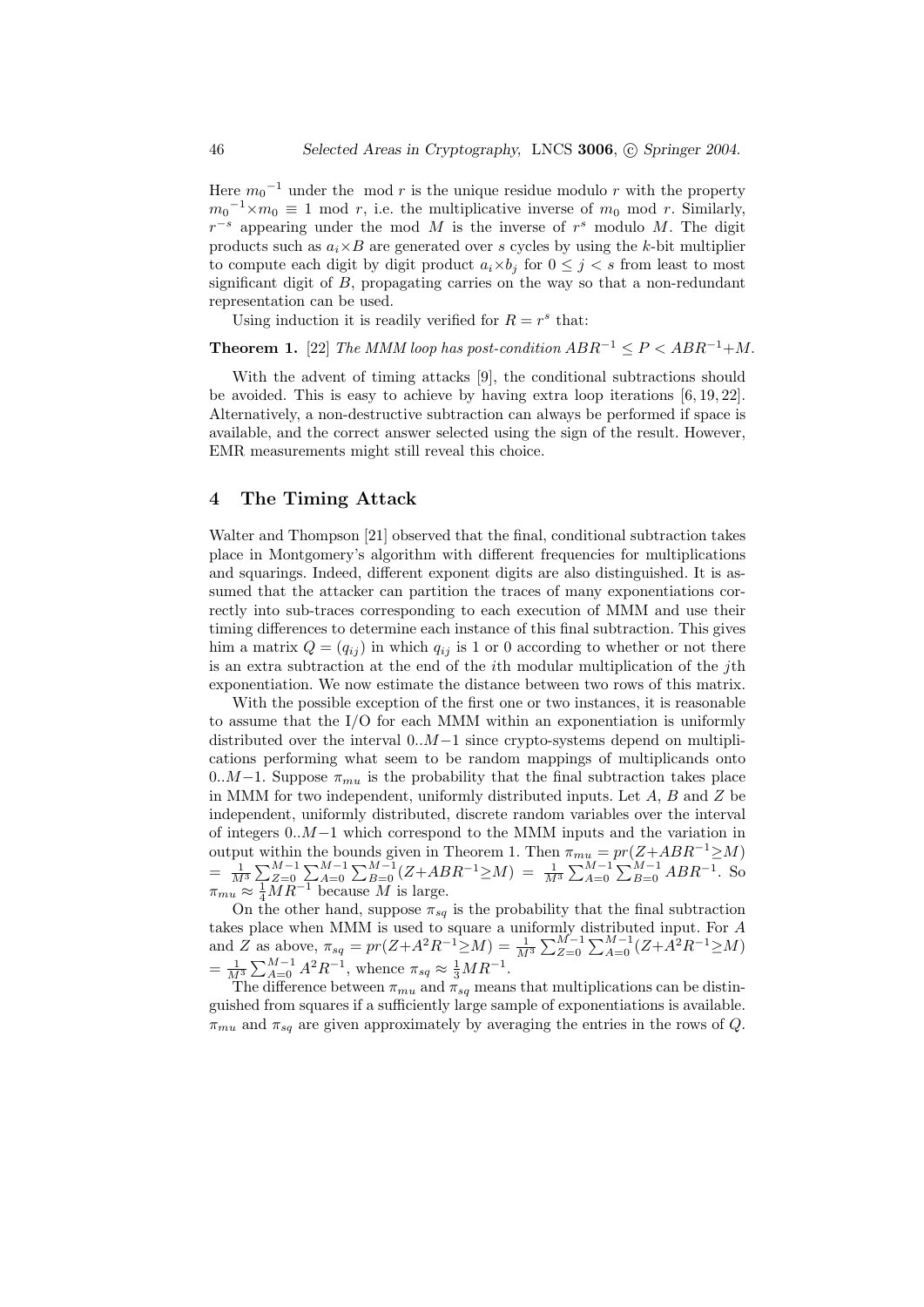Here ${m_0}^{-1}$ under the $\bmod r$ is the unique residue modulo $r$ with the property ${m_0}^{-1}\times m_0 \equiv 1 \bmod r$, i.e. the multiplicative inverse of $m_0 \bmod r$. Similarly, $r^{-s}$ appearing under the $\bmod M$ is the inverse of $r^s$ modulo $M$. The digit products such as $a_i\times B$ are generated over $s$ cycles by using the $k$-bit multiplier to compute each digit by digit product $a_i\times b_j$ for $0 \leq j < s$ from least to most significant digit of $B$, propagating carries on the way so that a non-redundant representation can be used.

Using induction it is readily verified for $R = r^s$ that:

**Theorem 1.** [22] *The MMM loop has post-condition* $ABR^{-1} \leq P < ABR^{-1}+M$.

With the advent of timing attacks [9], the conditional subtractions should be avoided. This is easy to achieve by having extra loop iterations [6, 19, 22]. Alternatively, a non-destructive subtraction can always be performed if space is available, and the correct answer selected using the sign of the result. However, EMR measurements might still reveal this choice.

## 4 The Timing Attack

Walter and Thompson [21] observed that the final, conditional subtraction takes place in Montgomery's algorithm with different frequencies for multiplications and squarings. Indeed, different exponent digits are also distinguished. It is assumed that the attacker can partition the traces of many exponentiations correctly into sub-traces corresponding to each execution of MMM and use their timing differences to determine each instance of this final subtraction. This gives him a matrix $Q = (q_{ij})$ in which $q_{ij}$ is 1 or 0 according to whether or not there is an extra subtraction at the end of the $i$th modular multiplication of the $j$th exponentiation. We now estimate the distance between two rows of this matrix.

With the possible exception of the first one or two instances, it is reasonable to assume that the I/O for each MMM within an exponentiation is uniformly distributed over the interval $0..M{-}1$ since crypto-systems depend on multiplications performing what seem to be random mappings of multiplicands onto $0..M{-}1$. Suppose $\pi_{mu}$ is the probability that the final subtraction takes place in MMM for two independent, uniformly distributed inputs. Let $A$, $B$ and $Z$ be independent, uniformly distributed, discrete random variables over the interval of integers $0..M{-}1$ which correspond to the MMM inputs and the variation in output within the bounds given in Theorem 1. Then $\pi_{mu} = pr(Z{+}ABR^{-1}{\geq}M) = \frac{1}{M^3}\sum_{Z=0}^{M-1}\sum_{A=0}^{M-1}\sum_{B=0}^{M-1}(Z{+}ABR^{-1}{\geq}M) = \frac{1}{M^3}\sum_{A=0}^{M-1}\sum_{B=0}^{M-1}ABR^{-1}$. So $\pi_{mu} \approx \frac{1}{4}MR^{-1}$ because $M$ is large.

On the other hand, suppose $\pi_{sq}$ is the probability that the final subtraction takes place when MMM is used to square a uniformly distributed input. For $A$ and $Z$ as above, $\pi_{sq} = pr(Z{+}A^2R^{-1}{\geq}M) = \frac{1}{M^3}\sum_{Z=0}^{M-1}\sum_{A=0}^{M-1}(Z{+}A^2R^{-1}{\geq}M) = \frac{1}{M^3}\sum_{A=0}^{M-1}A^2R^{-1}$, whence $\pi_{sq} \approx \frac{1}{3}MR^{-1}$.

The difference between $\pi_{mu}$ and $\pi_{sq}$ means that multiplications can be distinguished from squares if a sufficiently large sample of exponentiations is available. $\pi_{mu}$ and $\pi_{sq}$ are given approximately by averaging the entries in the rows of $Q$.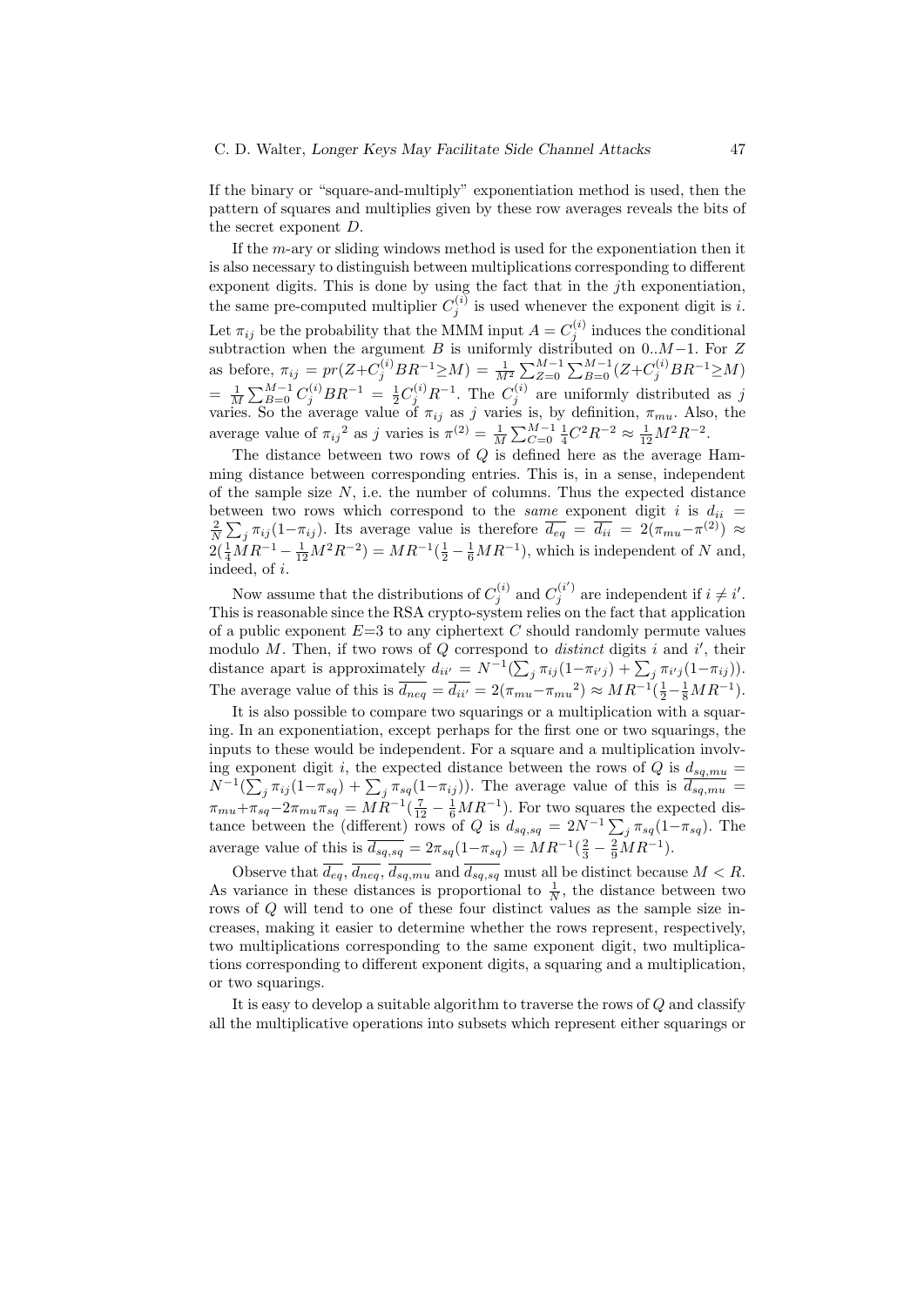If the binary or "square-and-multiply" exponentiation method is used, then the pattern of squares and multiplies given by these row averages reveals the bits of the secret exponent $D$.

If the $m$-ary or sliding windows method is used for the exponentiation then it is also necessary to distinguish between multiplications corresponding to different exponent digits. This is done by using the fact that in the $j$th exponentiation, the same pre-computed multiplier $C_j^{(i)}$ is used whenever the exponent digit is $i$. Let $\pi_{ij}$ be the probability that the MMM input $A = C_j^{(i)}$ induces the conditional subtraction when the argument $B$ is uniformly distributed on $0..M{-}1$. For $Z$ as before, $\pi_{ij} = pr(Z{+}C_j^{(i)}BR^{-1}{\geq}M) = \frac{1}{M^2}\sum_{Z=0}^{M-1}\sum_{B=0}^{M-1}(Z{+}C_j^{(i)}BR^{-1}{\geq}M)$ $= \frac{1}{M}\sum_{B=0}^{M-1}C_j^{(i)}BR^{-1} = \frac{1}{2}C_j^{(i)}R^{-1}$. The $C_j^{(i)}$ are uniformly distributed as $j$ varies. So the average value of $\pi_{ij}$ as $j$ varies is, by definition, $\pi_{mu}$. Also, the average value of ${\pi_{ij}}^2$ as $j$ varies is $\pi^{(2)} = \frac{1}{M}\sum_{C=0}^{M-1}\frac{1}{4}C^2R^{-2} \approx \frac{1}{12}M^2R^{-2}$.

The distance between two rows of $Q$ is defined here as the average Hamming distance between corresponding entries. This is, in a sense, independent of the sample size $N$, i.e. the number of columns. Thus the expected distance between two rows which correspond to the *same* exponent digit $i$ is $d_{ii} = \frac{2}{N}\sum_j \pi_{ij}(1{-}\pi_{ij})$. Its average value is therefore $\overline{d_{eq}} = \overline{d_{ii}} = 2(\pi_{mu}{-}\pi^{(2)}) \approx 2(\frac{1}{4}MR^{-1} - \frac{1}{12}M^2R^{-2}) = MR^{-1}(\frac{1}{2} - \frac{1}{6}MR^{-1})$, which is independent of $N$ and, indeed, of $i$.

Now assume that the distributions of $C_j^{(i)}$ and $C_j^{(i')}$ are independent if $i \neq i'$. This is reasonable since the RSA crypto-system relies on the fact that application of a public exponent $E{=}3$ to any ciphertext $C$ should randomly permute values modulo $M$. Then, if two rows of $Q$ correspond to *distinct* digits $i$ and $i'$, their distance apart is approximately $d_{ii'} = N^{-1}(\sum_j \pi_{ij}(1{-}\pi_{i'j}) + \sum_j \pi_{i'j}(1{-}\pi_{ij}))$. The average value of this is $\overline{d_{neq}} = \overline{d_{ii'}} = 2(\pi_{mu}{-}{\pi_{mu}}^2) \approx MR^{-1}(\frac{1}{2}{-}\frac{1}{8}MR^{-1})$.

It is also possible to compare two squarings or a multiplication with a squaring. In an exponentiation, except perhaps for the first one or two squarings, the inputs to these would be independent. For a square and a multiplication involving exponent digit $i$, the expected distance between the rows of $Q$ is $d_{sq,mu} = N^{-1}(\sum_j \pi_{ij}(1{-}\pi_{sq}) + \sum_j \pi_{sq}(1{-}\pi_{ij}))$. The average value of this is $\overline{d_{sq,mu}} = \pi_{mu}{+}\pi_{sq}{-}2\pi_{mu}\pi_{sq} = MR^{-1}(\frac{7}{12} - \frac{1}{6}MR^{-1})$. For two squares the expected distance between the (different) rows of $Q$ is $d_{sq,sq} = 2N^{-1}\sum_j \pi_{sq}(1{-}\pi_{sq})$. The average value of this is $\overline{d_{sq,sq}} = 2\pi_{sq}(1{-}\pi_{sq}) = MR^{-1}(\frac{2}{3} - \frac{2}{9}MR^{-1})$.

Observe that $\overline{d_{eq}}$, $\overline{d_{neq}}$, $\overline{d_{sq,mu}}$ and $\overline{d_{sq,sq}}$ must all be distinct because $M < R$. As variance in these distances is proportional to $\frac{1}{N}$, the distance between two rows of $Q$ will tend to one of these four distinct values as the sample size increases, making it easier to determine whether the rows represent, respectively, two multiplications corresponding to the same exponent digit, two multiplications corresponding to different exponent digits, a squaring and a multiplication, or two squarings.

It is easy to develop a suitable algorithm to traverse the rows of $Q$ and classify all the multiplicative operations into subsets which represent either squarings or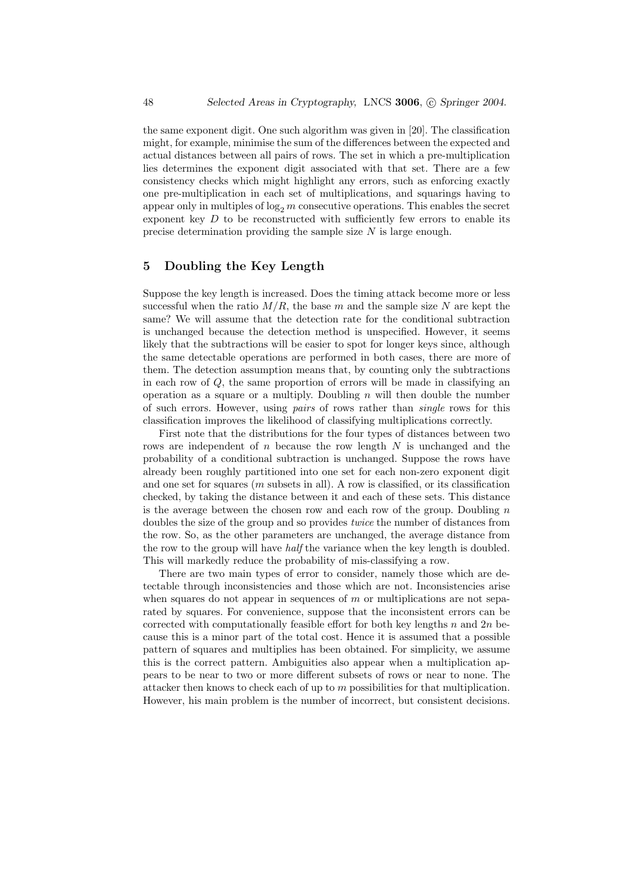the same exponent digit. One such algorithm was given in [20]. The classification might, for example, minimise the sum of the differences between the expected and actual distances between all pairs of rows. The set in which a pre-multiplication lies determines the exponent digit associated with that set. There are a few consistency checks which might highlight any errors, such as enforcing exactly one pre-multiplication in each set of multiplications, and squarings having to appear only in multiples of $\log_2 m$ consecutive operations. This enables the secret exponent key $D$ to be reconstructed with sufficiently few errors to enable its precise determination providing the sample size $N$ is large enough.

## 5 Doubling the Key Length

Suppose the key length is increased. Does the timing attack become more or less successful when the ratio $M/R$, the base $m$ and the sample size $N$ are kept the same? We will assume that the detection rate for the conditional subtraction is unchanged because the detection method is unspecified. However, it seems likely that the subtractions will be easier to spot for longer keys since, although the same detectable operations are performed in both cases, there are more of them. The detection assumption means that, by counting only the subtractions in each row of $Q$, the same proportion of errors will be made in classifying an operation as a square or a multiply. Doubling $n$ will then double the number of such errors. However, using *pairs* of rows rather than *single* rows for this classification improves the likelihood of classifying multiplications correctly.

First note that the distributions for the four types of distances between two rows are independent of $n$ because the row length $N$ is unchanged and the probability of a conditional subtraction is unchanged. Suppose the rows have already been roughly partitioned into one set for each non-zero exponent digit and one set for squares ($m$ subsets in all). A row is classified, or its classification checked, by taking the distance between it and each of these sets. This distance is the average between the chosen row and each row of the group. Doubling $n$ doubles the size of the group and so provides *twice* the number of distances from the row. So, as the other parameters are unchanged, the average distance from the row to the group will have *half* the variance when the key length is doubled. This will markedly reduce the probability of mis-classifying a row.

There are two main types of error to consider, namely those which are detectable through inconsistencies and those which are not. Inconsistencies arise when squares do not appear in sequences of $m$ or multiplications are not separated by squares. For convenience, suppose that the inconsistent errors can be corrected with computationally feasible effort for both key lengths $n$ and $2n$ because this is a minor part of the total cost. Hence it is assumed that a possible pattern of squares and multiplies has been obtained. For simplicity, we assume this is the correct pattern. Ambiguities also appear when a multiplication appears to be near to two or more different subsets of rows or near to none. The attacker then knows to check each of up to $m$ possibilities for that multiplication. However, his main problem is the number of incorrect, but consistent decisions.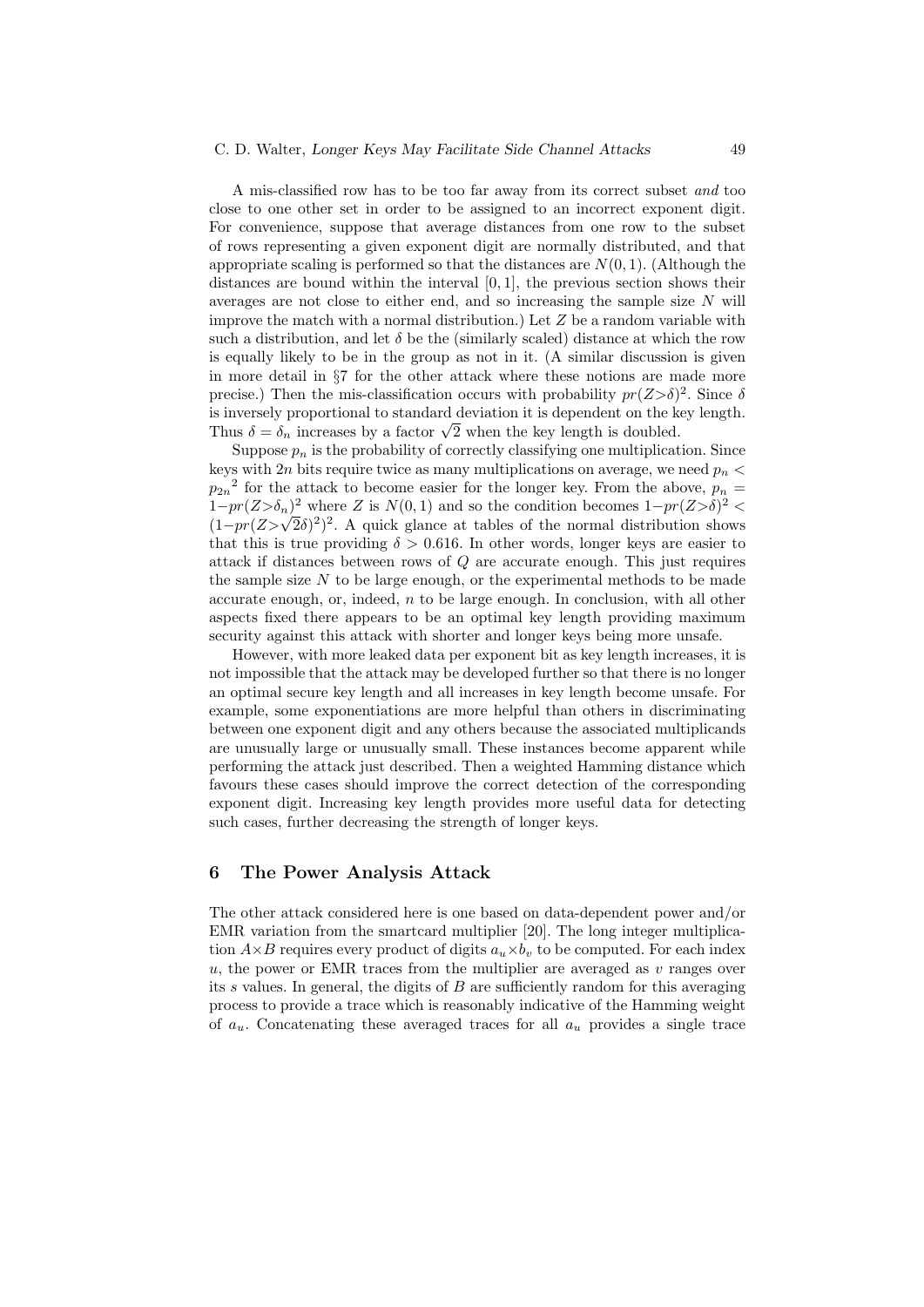A mis-classified row has to be too far away from its correct subset *and* too close to one other set in order to be assigned to an incorrect exponent digit. For convenience, suppose that average distances from one row to the subset of rows representing a given exponent digit are normally distributed, and that appropriate scaling is performed so that the distances are $N(0,1)$. (Although the distances are bound within the interval $[0,1]$, the previous section shows their averages are not close to either end, and so increasing the sample size $N$ will improve the match with a normal distribution.) Let $Z$ be a random variable with such a distribution, and let $\delta$ be the (similarly scaled) distance at which the row is equally likely to be in the group as not in it. (A similar discussion is given in more detail in §7 for the other attack where these notions are made more precise.) Then the mis-classification occurs with probability $pr(Z{>}\delta)^2$. Since $\delta$ is inversely proportional to standard deviation it is dependent on the key length. Thus $\delta = \delta_n$ increases by a factor $\sqrt{2}$ when the key length is doubled.

Suppose $p_n$ is the probability of correctly classifying one multiplication. Since keys with $2n$ bits require twice as many multiplications on average, we need $p_n < {p_{2n}}^2$ for the attack to become easier for the longer key. From the above, $p_n = 1{-}pr(Z{>}\delta_n)^2$ where $Z$ is $N(0,1)$ and so the condition becomes $1{-}pr(Z{>}\delta)^2 < (1{-}pr(Z{>}\sqrt{2}\delta)^2)^2$. A quick glance at tables of the normal distribution shows that this is true providing $\delta > 0.616$. In other words, longer keys are easier to attack if distances between rows of $Q$ are accurate enough. This just requires the sample size $N$ to be large enough, or the experimental methods to be made accurate enough, or, indeed, $n$ to be large enough. In conclusion, with all other aspects fixed there appears to be an optimal key length providing maximum security against this attack with shorter and longer keys being more unsafe.

However, with more leaked data per exponent bit as key length increases, it is not impossible that the attack may be developed further so that there is no longer an optimal secure key length and all increases in key length become unsafe. For example, some exponentiations are more helpful than others in discriminating between one exponent digit and any others because the associated multiplicands are unusually large or unusually small. These instances become apparent while performing the attack just described. Then a weighted Hamming distance which favours these cases should improve the correct detection of the corresponding exponent digit. Increasing key length provides more useful data for detecting such cases, further decreasing the strength of longer keys.

## 6 The Power Analysis Attack

The other attack considered here is one based on data-dependent power and/or EMR variation from the smartcard multiplier [20]. The long integer multiplication $A{\times}B$ requires every product of digits $a_u{\times}b_v$ to be computed. For each index $u$, the power or EMR traces from the multiplier are averaged as $v$ ranges over its $s$ values. In general, the digits of $B$ are sufficiently random for this averaging process to provide a trace which is reasonably indicative of the Hamming weight of $a_u$. Concatenating these averaged traces for all $a_u$ provides a single trace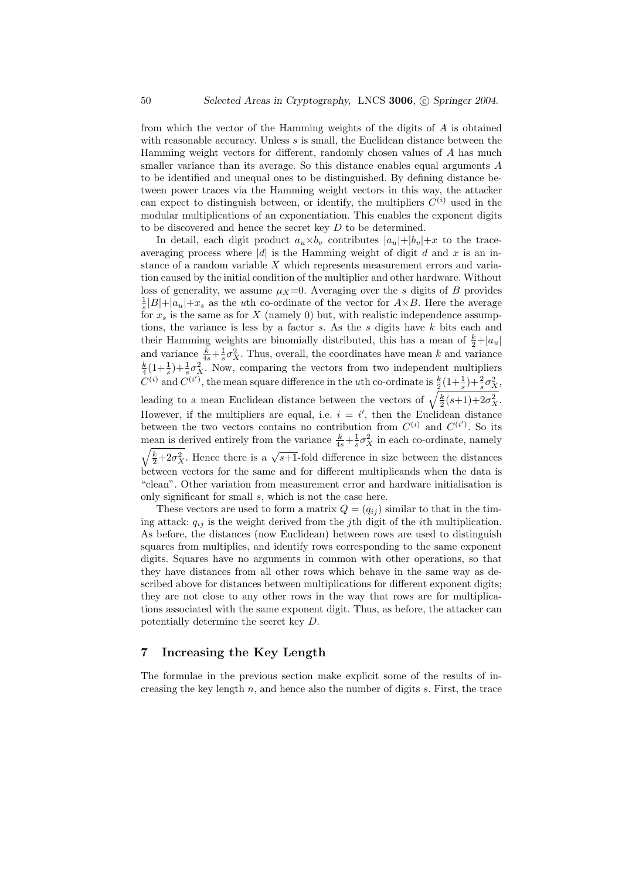from which the vector of the Hamming weights of the digits of $A$ is obtained with reasonable accuracy. Unless $s$ is small, the Euclidean distance between the Hamming weight vectors for different, randomly chosen values of $A$ has much smaller variance than its average. So this distance enables equal arguments $A$ to be identified and unequal ones to be distinguished. By defining distance between power traces via the Hamming weight vectors in this way, the attacker can expect to distinguish between, or identify, the multipliers $C^{(i)}$ used in the modular multiplications of an exponentiation. This enables the exponent digits to be discovered and hence the secret key $D$ to be determined.

In detail, each digit product $a_u \times b_v$ contributes $|a_u|+|b_v|+x$ to the trace-averaging process where $|d|$ is the Hamming weight of digit $d$ and $x$ is an instance of a random variable $X$ which represents measurement errors and variation caused by the initial condition of the multiplier and other hardware. Without loss of generality, we assume $\mu_X=0$. Averaging over the $s$ digits of $B$ provides $\frac{1}{s}|B|+|a_u|+x_s$ as the $u$th co-ordinate of the vector for $A\times B$. Here the average for $x_s$ is the same as for $X$ (namely 0) but, with realistic independence assumptions, the variance is less by a factor $s$. As the $s$ digits have $k$ bits each and their Hamming weights are binomially distributed, this has a mean of $\frac{k}{2}+|a_u|$ and variance $\frac{k}{4s}+\frac{1}{s}\sigma_X^2$. Thus, overall, the coordinates have mean $k$ and variance $\frac{k}{4}(1+\frac{1}{s})+\frac{1}{s}\sigma_X^2$. Now, comparing the vectors from two independent multipliers $C^{(i)}$ and $C^{(i')}$, the mean square difference in the $u$th co-ordinate is $\frac{k}{2}(1+\frac{1}{s})+\frac{2}{s}\sigma_X^2$, leading to a mean Euclidean distance between the vectors of $\sqrt{\frac{k}{2}(s+1)+2\sigma_X^2}$. However, if the multipliers are equal, i.e. $i=i'$, then the Euclidean distance between the two vectors contains no contribution from $C^{(i)}$ and $C^{(i')}$. So its mean is derived entirely from the variance $\frac{k}{4s}+\frac{1}{s}\sigma_X^2$ in each co-ordinate, namely $\sqrt{\frac{k}{2}+2\sigma_X^2}$. Hence there is a $\sqrt{s+1}$-fold difference in size between the distances between vectors for the same and for different multiplicands when the data is "clean". Other variation from measurement error and hardware initialisation is only significant for small $s$, which is not the case here.

These vectors are used to form a matrix $Q=(q_{ij})$ similar to that in the timing attack: $q_{ij}$ is the weight derived from the $j$th digit of the $i$th multiplication. As before, the distances (now Euclidean) between rows are used to distinguish squares from multiplies, and identify rows corresponding to the same exponent digits. Squares have no arguments in common with other operations, so that they have distances from all other rows which behave in the same way as described above for distances between multiplications for different exponent digits; they are not close to any other rows in the way that rows are for multiplications associated with the same exponent digit. Thus, as before, the attacker can potentially determine the secret key $D$.

## 7 Increasing the Key Length

The formulae in the previous section make explicit some of the results of increasing the key length $n$, and hence also the number of digits $s$. First, the trace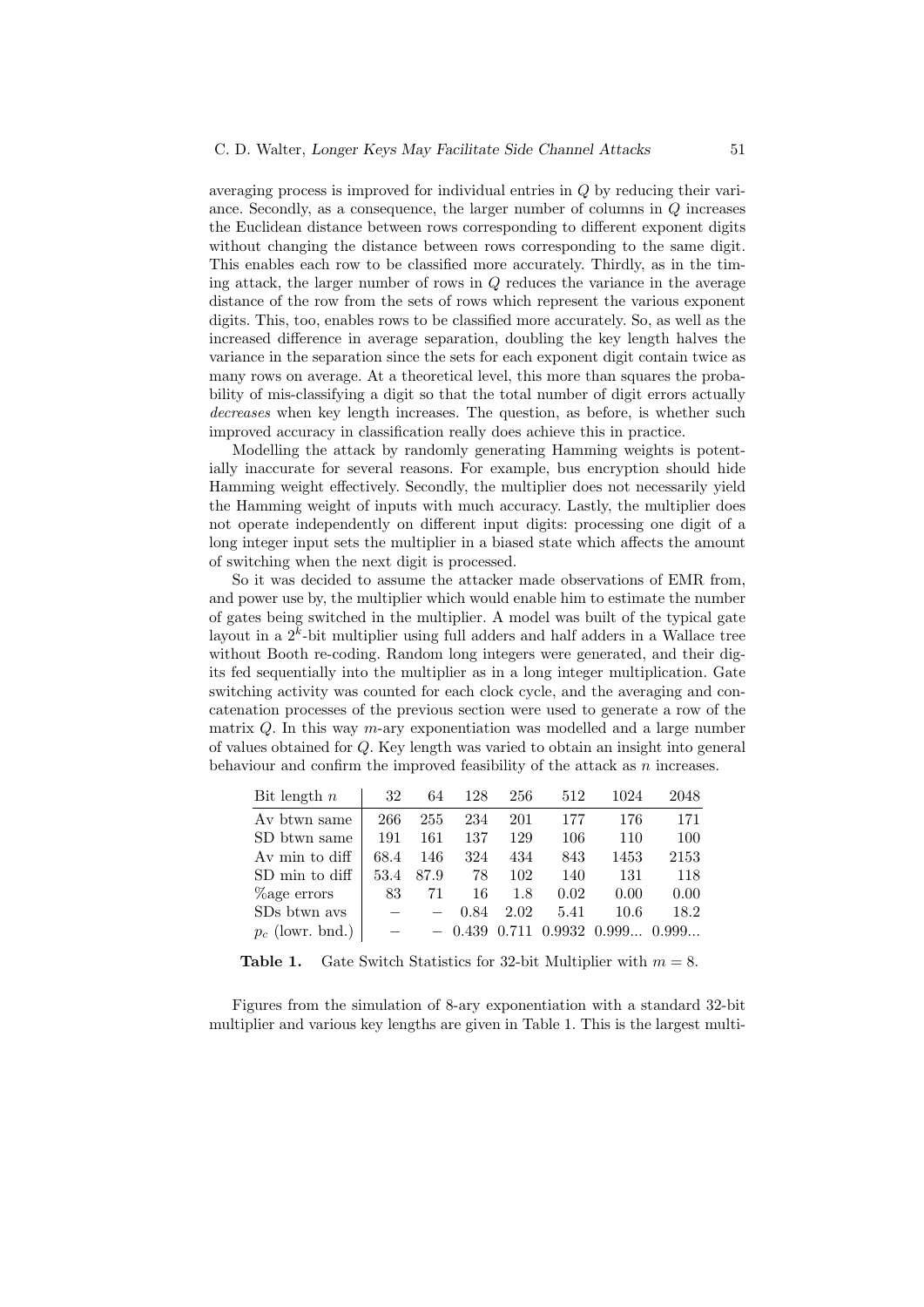averaging process is improved for individual entries in $Q$ by reducing their variance. Secondly, as a consequence, the larger number of columns in $Q$ increases the Euclidean distance between rows corresponding to different exponent digits without changing the distance between rows corresponding to the same digit. This enables each row to be classified more accurately. Thirdly, as in the timing attack, the larger number of rows in $Q$ reduces the variance in the average distance of the row from the sets of rows which represent the various exponent digits. This, too, enables rows to be classified more accurately. So, as well as the increased difference in average separation, doubling the key length halves the variance in the separation since the sets for each exponent digit contain twice as many rows on average. At a theoretical level, this more than squares the probability of mis-classifying a digit so that the total number of digit errors actually *decreases* when key length increases. The question, as before, is whether such improved accuracy in classification really does achieve this in practice.

Modelling the attack by randomly generating Hamming weights is potentially inaccurate for several reasons. For example, bus encryption should hide Hamming weight effectively. Secondly, the multiplier does not necessarily yield the Hamming weight of inputs with much accuracy. Lastly, the multiplier does not operate independently on different input digits: processing one digit of a long integer input sets the multiplier in a biased state which affects the amount of switching when the next digit is processed.

So it was decided to assume the attacker made observations of EMR from, and power use by, the multiplier which would enable him to estimate the number of gates being switched in the multiplier. A model was built of the typical gate layout in a $2^k$-bit multiplier using full adders and half adders in a Wallace tree without Booth re-coding. Random long integers were generated, and their digits fed sequentially into the multiplier as in a long integer multiplication. Gate switching activity was counted for each clock cycle, and the averaging and concatenation processes of the previous section were used to generate a row of the matrix $Q$. In this way $m$-ary exponentiation was modelled and a large number of values obtained for $Q$. Key length was varied to obtain an insight into general behaviour and confirm the improved feasibility of the attack as $n$ increases.

| Bit length $n$ | 32 | 64 | 128 | 256 | 512 | 1024 | 2048 |
|---|---|---|---|---|---|---|---|
| Av btwn same | 266 | 255 | 234 | 201 | 177 | 176 | 171 |
| SD btwn same | 191 | 161 | 137 | 129 | 106 | 110 | 100 |
| Av min to diff | 68.4 | 146 | 324 | 434 | 843 | 1453 | 2153 |
| SD min to diff | 53.4 | 87.9 | 78 | 102 | 140 | 131 | 118 |
| %age errors | 83 | 71 | 16 | 1.8 | 0.02 | 0.00 | 0.00 |
| SDs btwn avs | – | – | 0.84 | 2.02 | 5.41 | 10.6 | 18.2 |
| $p_c$ (lowr. bnd.) | – | – | 0.439 | 0.711 | 0.9932 | 0.999... | 0.999... |

**Table 1.** Gate Switch Statistics for 32-bit Multiplier with $m = 8$.

Figures from the simulation of 8-ary exponentiation with a standard 32-bit multiplier and various key lengths are given in Table 1. This is the largest multi-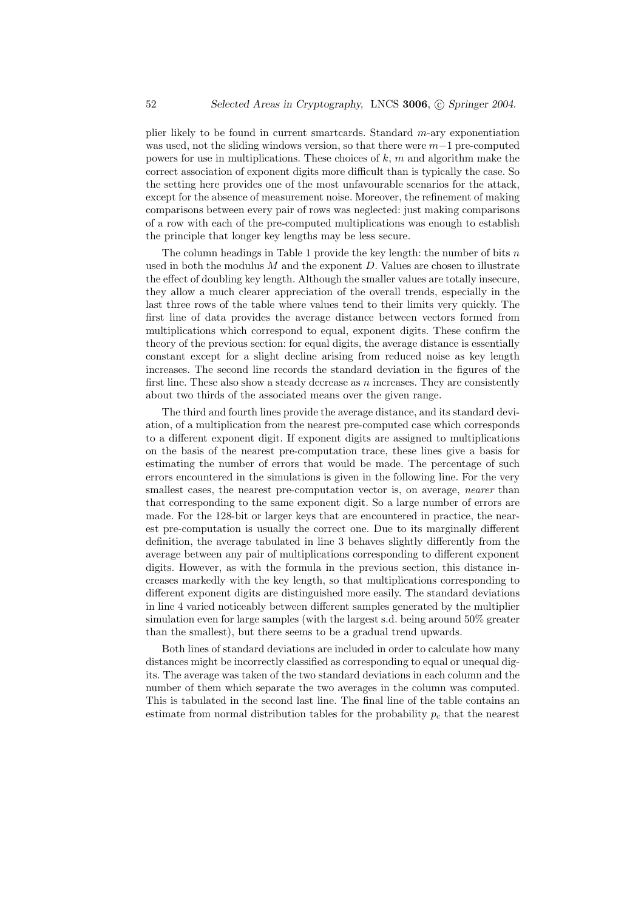plier likely to be found in current smartcards. Standard $m$-ary exponentiation was used, not the sliding windows version, so that there were $m-1$ pre-computed powers for use in multiplications. These choices of $k$, $m$ and algorithm make the correct association of exponent digits more difficult than is typically the case. So the setting here provides one of the most unfavourable scenarios for the attack, except for the absence of measurement noise. Moreover, the refinement of making comparisons between every pair of rows was neglected: just making comparisons of a row with each of the pre-computed multiplications was enough to establish the principle that longer key lengths may be less secure.

The column headings in Table 1 provide the key length: the number of bits $n$ used in both the modulus $M$ and the exponent $D$. Values are chosen to illustrate the effect of doubling key length. Although the smaller values are totally insecure, they allow a much clearer appreciation of the overall trends, especially in the last three rows of the table where values tend to their limits very quickly. The first line of data provides the average distance between vectors formed from multiplications which correspond to equal, exponent digits. These confirm the theory of the previous section: for equal digits, the average distance is essentially constant except for a slight decline arising from reduced noise as key length increases. The second line records the standard deviation in the figures of the first line. These also show a steady decrease as $n$ increases. They are consistently about two thirds of the associated means over the given range.

The third and fourth lines provide the average distance, and its standard deviation, of a multiplication from the nearest pre-computed case which corresponds to a different exponent digit. If exponent digits are assigned to multiplications on the basis of the nearest pre-computation trace, these lines give a basis for estimating the number of errors that would be made. The percentage of such errors encountered in the simulations is given in the following line. For the very smallest cases, the nearest pre-computation vector is, on average, *nearer* than that corresponding to the same exponent digit. So a large number of errors are made. For the 128-bit or larger keys that are encountered in practice, the nearest pre-computation is usually the correct one. Due to its marginally different definition, the average tabulated in line 3 behaves slightly differently from the average between any pair of multiplications corresponding to different exponent digits. However, as with the formula in the previous section, this distance increases markedly with the key length, so that multiplications corresponding to different exponent digits are distinguished more easily. The standard deviations in line 4 varied noticeably between different samples generated by the multiplier simulation even for large samples (with the largest s.d. being around 50% greater than the smallest), but there seems to be a gradual trend upwards.

Both lines of standard deviations are included in order to calculate how many distances might be incorrectly classified as corresponding to equal or unequal digits. The average was taken of the two standard deviations in each column and the number of them which separate the two averages in the column was computed. This is tabulated in the second last line. The final line of the table contains an estimate from normal distribution tables for the probability $p_c$ that the nearest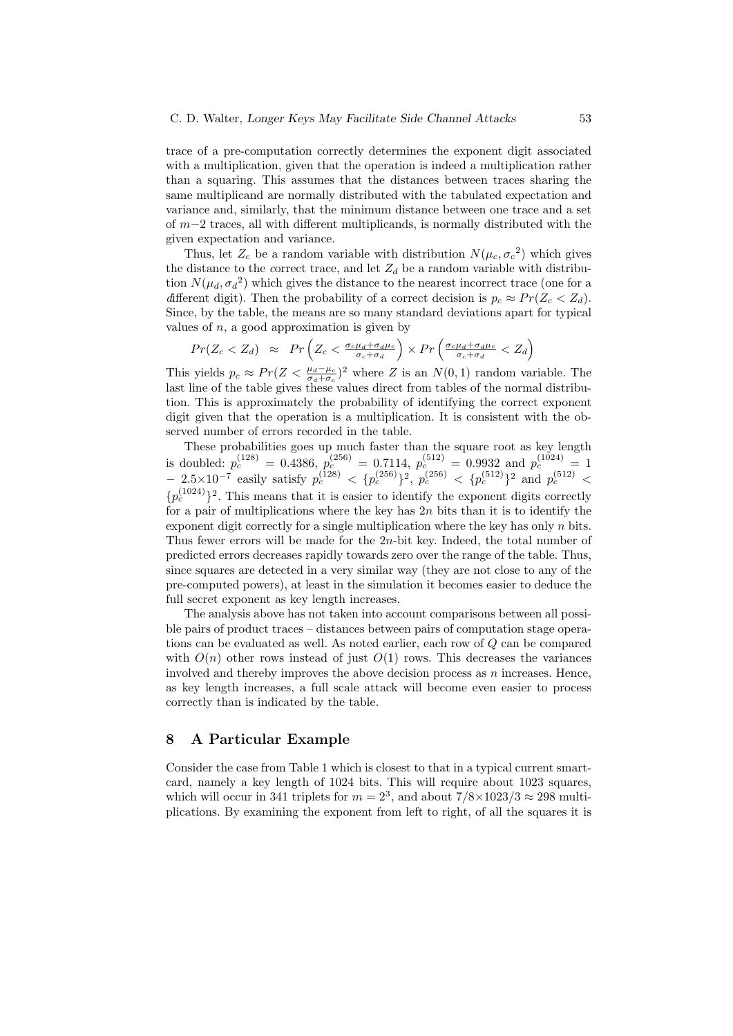trace of a pre-computation correctly determines the exponent digit associated with a multiplication, given that the operation is indeed a multiplication rather than a squaring. This assumes that the distances between traces sharing the same multiplicand are normally distributed with the tabulated expectation and variance and, similarly, that the minimum distance between one trace and a set of $m-2$ traces, all with different multiplicands, is normally distributed with the given expectation and variance.

Thus, let $Z_c$ be a random variable with distribution $N(\mu_c, {\sigma_c}^2)$ which gives the distance to the *c*orrect trace, and let $Z_d$ be a random variable with distribution $N(\mu_d, {\sigma_d}^2)$ which gives the distance to the nearest incorrect trace (one for a *d*ifferent digit). Then the probability of a correct decision is $p_c \approx Pr(Z_c < Z_d)$. Since, by the table, the means are so many standard deviations apart for typical values of $n$, a good approximation is given by

$$Pr(Z_c < Z_d) \;\approx\; Pr\left(Z_c < \tfrac{\sigma_c \mu_d + \sigma_d \mu_c}{\sigma_c + \sigma_d}\right) \times Pr\left(\tfrac{\sigma_c \mu_d + \sigma_d \mu_c}{\sigma_c + \sigma_d} < Z_d\right)$$

This yields $p_c \approx Pr(Z < \frac{\mu_d - \mu_c}{\sigma_d + \sigma_c})^2$ where $Z$ is an $N(0,1)$ random variable. The last line of the table gives these values direct from tables of the normal distribution. This is approximately the probability of identifying the correct exponent digit given that the operation is a multiplication. It is consistent with the observed number of errors recorded in the table.

These probabilities goes up much faster than the square root as key length is doubled: $p_c^{(128)} = 0.4386$, $p_c^{(256)} = 0.7114$, $p_c^{(512)} = 0.9932$ and $p_c^{(1024)} = 1 - 2.5{\times}10^{-7}$ easily satisfy $p_c^{(128)} < \{p_c^{(256)}\}^2$, $p_c^{(256)} < \{p_c^{(512)}\}^2$ and $p_c^{(512)} < \{p_c^{(1024)}\}^2$. This means that it is easier to identify the exponent digits correctly for a pair of multiplications where the key has $2n$ bits than it is to identify the exponent digit correctly for a single multiplication where the key has only $n$ bits. Thus fewer errors will be made for the $2n$-bit key. Indeed, the total number of predicted errors decreases rapidly towards zero over the range of the table. Thus, since squares are detected in a very similar way (they are not close to any of the pre-computed powers), at least in the simulation it becomes easier to deduce the full secret exponent as key length increases.

The analysis above has not taken into account comparisons between all possible pairs of product traces – distances between pairs of computation stage operations can be evaluated as well. As noted earlier, each row of $Q$ can be compared with $O(n)$ other rows instead of just $O(1)$ rows. This decreases the variances involved and thereby improves the above decision process as $n$ increases. Hence, as key length increases, a full scale attack will become even easier to process correctly than is indicated by the table.

## 8 A Particular Example

Consider the case from Table 1 which is closest to that in a typical current smartcard, namely a key length of 1024 bits. This will require about 1023 squares, which will occur in 341 triplets for $m = 2^3$, and about $7/8{\times}1023/3 \approx 298$ multiplications. By examining the exponent from left to right, of all the squares it is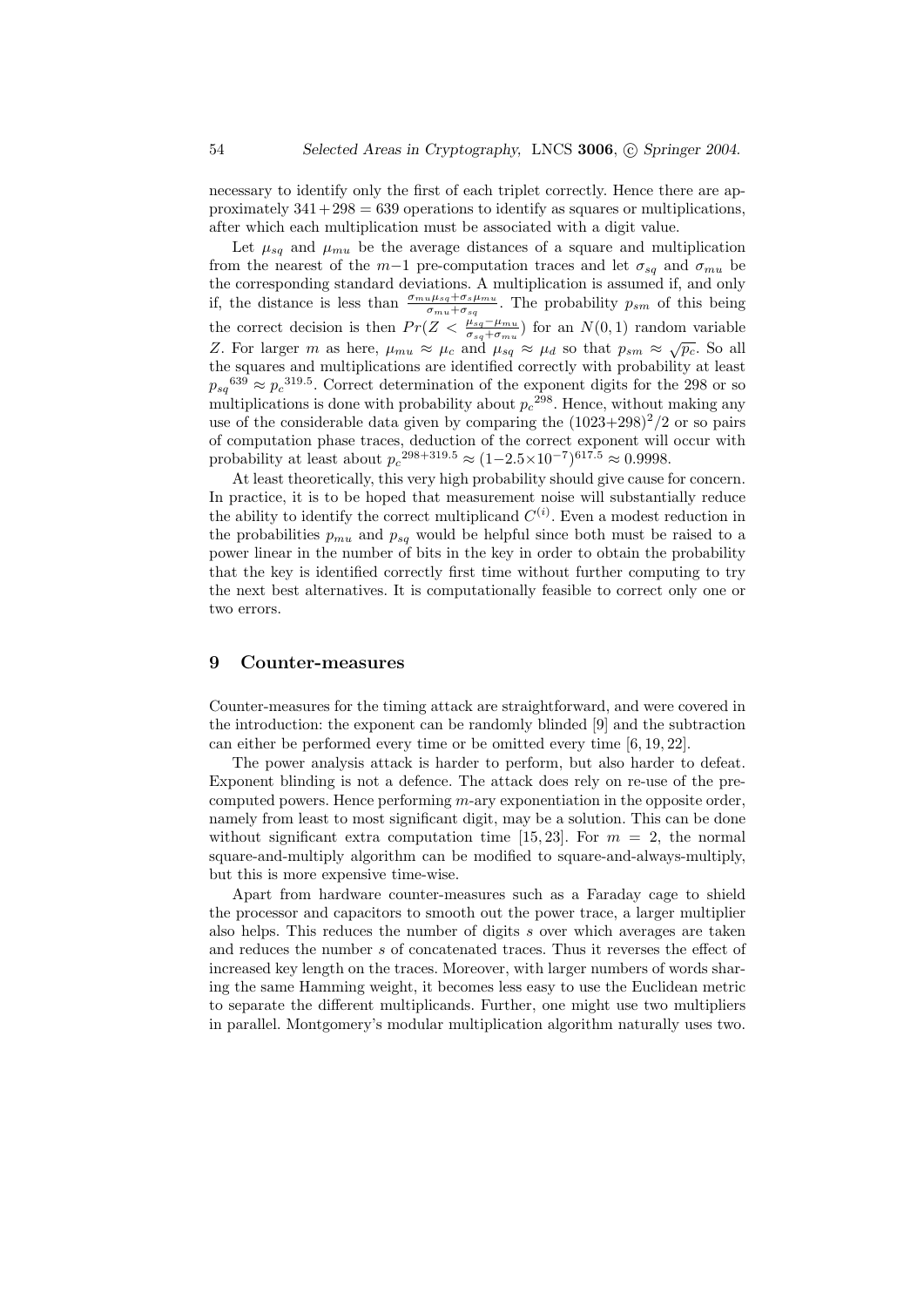necessary to identify only the first of each triplet correctly. Hence there are approximately $341+298 = 639$ operations to identify as squares or multiplications, after which each multiplication must be associated with a digit value.

Let $\mu_{sq}$ and $\mu_{mu}$ be the average distances of a square and multiplication from the nearest of the $m-1$ pre-computation traces and let $\sigma_{sq}$ and $\sigma_{mu}$ be the corresponding standard deviations. A multiplication is assumed if, and only if, the distance is less than $\frac{\sigma_{mu}\mu_{sq}+\sigma_{s}\mu_{mu}}{\sigma_{mu}+\sigma_{sq}}$. The probability $p_{sm}$ of this being the correct decision is then $Pr(Z < \frac{\mu_{sq}-\mu_{mu}}{\sigma_{sq}+\sigma_{mu}})$ for an $N(0,1)$ random variable $Z$. For larger $m$ as here, $\mu_{mu} \approx \mu_c$ and $\mu_{sq} \approx \mu_d$ so that $p_{sm} \approx \sqrt{p_c}$. So all the squares and multiplications are identified correctly with probability at least ${p_{sq}}^{639} \approx {p_c}^{319.5}$. Correct determination of the exponent digits for the 298 or so multiplications is done with probability about ${p_c}^{298}$. Hence, without making any use of the considerable data given by comparing the $(1023{+}298)^2/2$ or so pairs of computation phase traces, deduction of the correct exponent will occur with probability at least about ${p_c}^{298+319.5} \approx (1{-}2.5{\times}10^{-7})^{617.5} \approx 0.9998$.

At least theoretically, this very high probability should give cause for concern. In practice, it is to be hoped that measurement noise will substantially reduce the ability to identify the correct multiplicand $C^{(i)}$. Even a modest reduction in the probabilities $p_{mu}$ and $p_{sq}$ would be helpful since both must be raised to a power linear in the number of bits in the key in order to obtain the probability that the key is identified correctly first time without further computing to try the next best alternatives. It is computationally feasible to correct only one or two errors.

## 9 Counter-measures

Counter-measures for the timing attack are straightforward, and were covered in the introduction: the exponent can be randomly blinded [9] and the subtraction can either be performed every time or be omitted every time [6, 19, 22].

The power analysis attack is harder to perform, but also harder to defeat. Exponent blinding is not a defence. The attack does rely on re-use of the pre-computed powers. Hence performing $m$-ary exponentiation in the opposite order, namely from least to most significant digit, may be a solution. This can be done without significant extra computation time [15, 23]. For $m = 2$, the normal square-and-multiply algorithm can be modified to square-and-always-multiply, but this is more expensive time-wise.

Apart from hardware counter-measures such as a Faraday cage to shield the processor and capacitors to smooth out the power trace, a larger multiplier also helps. This reduces the number of digits $s$ over which averages are taken and reduces the number $s$ of concatenated traces. Thus it reverses the effect of increased key length on the traces. Moreover, with larger numbers of words sharing the same Hamming weight, it becomes less easy to use the Euclidean metric to separate the different multiplicands. Further, one might use two multipliers in parallel. Montgomery's modular multiplication algorithm naturally uses two.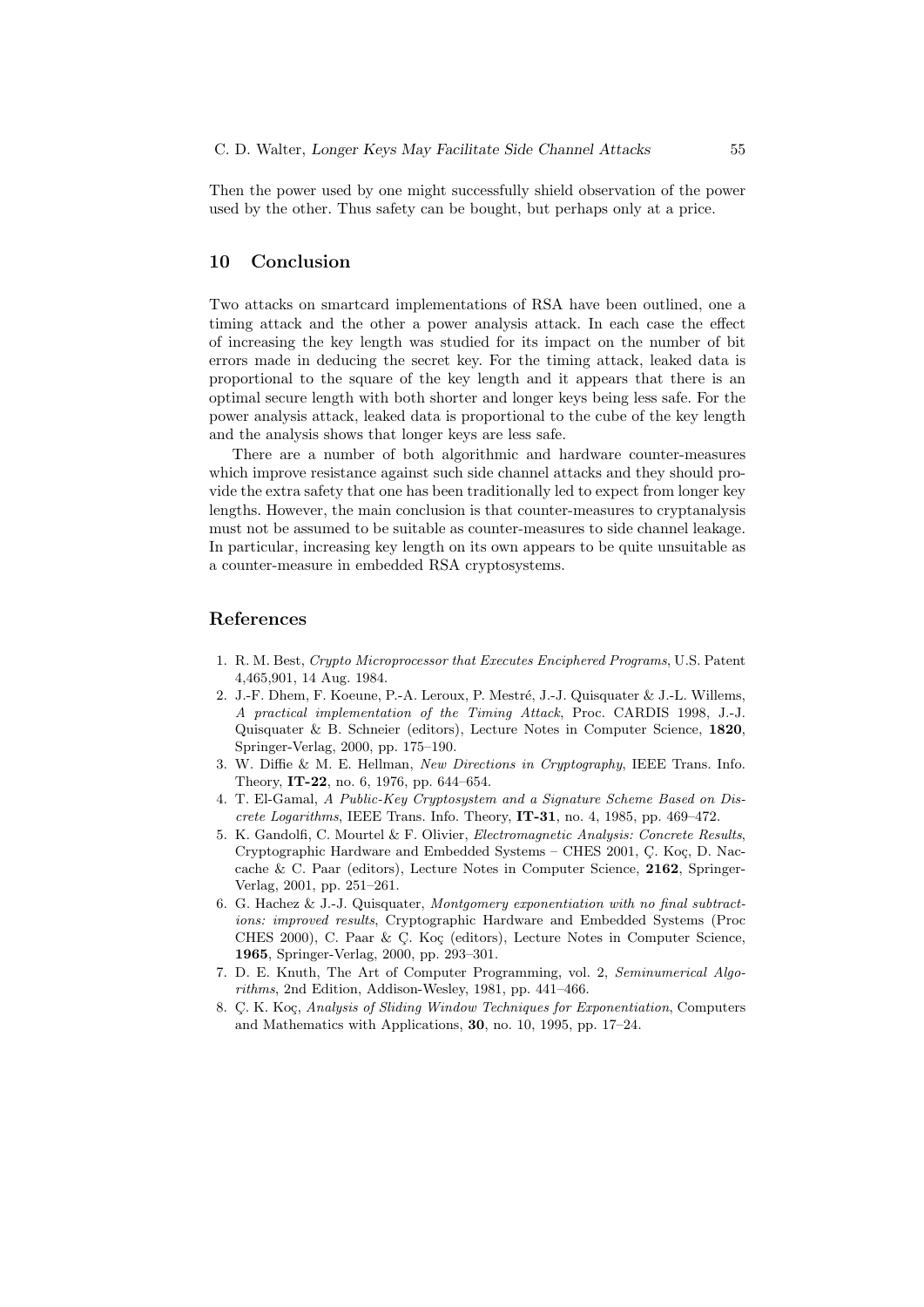Then the power used by one might successfully shield observation of the power used by the other. Thus safety can be bought, but perhaps only at a price.

## 10 Conclusion

Two attacks on smartcard implementations of RSA have been outlined, one a timing attack and the other a power analysis attack. In each case the effect of increasing the key length was studied for its impact on the number of bit errors made in deducing the secret key. For the timing attack, leaked data is proportional to the square of the key length and it appears that there is an optimal secure length with both shorter and longer keys being less safe. For the power analysis attack, leaked data is proportional to the cube of the key length and the analysis shows that longer keys are less safe.

There are a number of both algorithmic and hardware counter-measures which improve resistance against such side channel attacks and they should provide the extra safety that one has been traditionally led to expect from longer key lengths. However, the main conclusion is that counter-measures to cryptanalysis must not be assumed to be suitable as counter-measures to side channel leakage. In particular, increasing key length on its own appears to be quite unsuitable as a counter-measure in embedded RSA cryptosystems.

## References

1. R. M. Best, *Crypto Microprocessor that Executes Enciphered Programs*, U.S. Patent 4,465,901, 14 Aug. 1984.
2. J.-F. Dhem, F. Koeune, P.-A. Leroux, P. Mestré, J.-J. Quisquater & J.-L. Willems, *A practical implementation of the Timing Attack*, Proc. CARDIS 1998, J.-J. Quisquater & B. Schneier (editors), Lecture Notes in Computer Science, **1820**, Springer-Verlag, 2000, pp. 175–190.
3. W. Diffie & M. E. Hellman, *New Directions in Cryptography*, IEEE Trans. Info. Theory, **IT-22**, no. 6, 1976, pp. 644–654.
4. T. El-Gamal, *A Public-Key Cryptosystem and a Signature Scheme Based on Discrete Logarithms*, IEEE Trans. Info. Theory, **IT-31**, no. 4, 1985, pp. 469–472.
5. K. Gandolfi, C. Mourtel & F. Olivier, *Electromagnetic Analysis: Concrete Results*, Cryptographic Hardware and Embedded Systems – CHES 2001, Ç. Koç, D. Naccache & C. Paar (editors), Lecture Notes in Computer Science, **2162**, Springer-Verlag, 2001, pp. 251–261.
6. G. Hachez & J.-J. Quisquater, *Montgomery exponentiation with no final subtractions: improved results*, Cryptographic Hardware and Embedded Systems (Proc CHES 2000), C. Paar & Ç. Koç (editors), Lecture Notes in Computer Science, **1965**, Springer-Verlag, 2000, pp. 293–301.
7. D. E. Knuth, The Art of Computer Programming, vol. 2, *Seminumerical Algorithms*, 2nd Edition, Addison-Wesley, 1981, pp. 441–466.
8. Ç. K. Koç, *Analysis of Sliding Window Techniques for Exponentiation*, Computers and Mathematics with Applications, **30**, no. 10, 1995, pp. 17–24.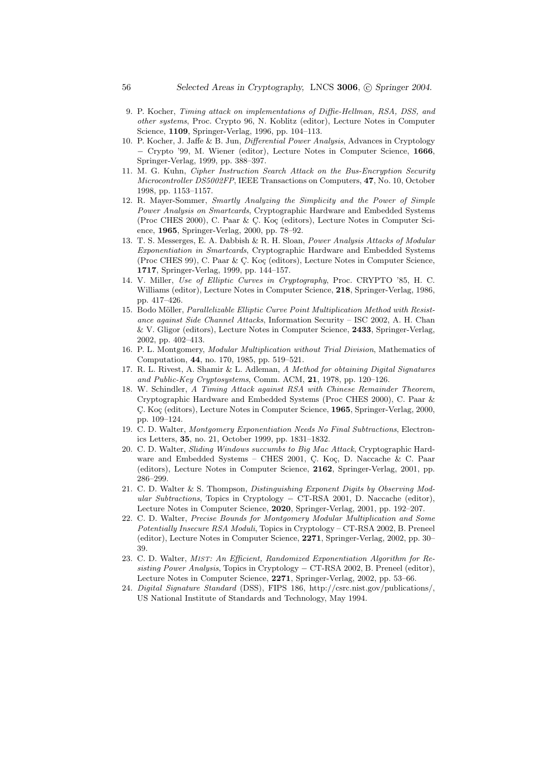9. P. Kocher, *Timing attack on implementations of Diffie-Hellman, RSA, DSS, and other systems*, Proc. Crypto 96, N. Koblitz (editor), Lecture Notes in Computer Science, **1109**, Springer-Verlag, 1996, pp. 104–113.
10. P. Kocher, J. Jaffe & B. Jun, *Differential Power Analysis*, Advances in Cryptology − Crypto '99, M. Wiener (editor), Lecture Notes in Computer Science, **1666**, Springer-Verlag, 1999, pp. 388–397.
11. M. G. Kuhn, *Cipher Instruction Search Attack on the Bus-Encryption Security Microcontroller DS5002FP*, IEEE Transactions on Computers, **47**, No. 10, October 1998, pp. 1153–1157.
12. R. Mayer-Sommer, *Smartly Analyzing the Simplicity and the Power of Simple Power Analysis on Smartcards*, Cryptographic Hardware and Embedded Systems (Proc CHES 2000), C. Paar & Ç. Koç (editors), Lecture Notes in Computer Science, **1965**, Springer-Verlag, 2000, pp. 78–92.
13. T. S. Messerges, E. A. Dabbish & R. H. Sloan, *Power Analysis Attacks of Modular Exponentiation in Smartcards*, Cryptographic Hardware and Embedded Systems (Proc CHES 99), C. Paar & Ç. Koç (editors), Lecture Notes in Computer Science, **1717**, Springer-Verlag, 1999, pp. 144–157.
14. V. Miller, *Use of Elliptic Curves in Cryptography*, Proc. CRYPTO '85, H. C. Williams (editor), Lecture Notes in Computer Science, **218**, Springer-Verlag, 1986, pp. 417–426.
15. Bodo Möller, *Parallelizable Elliptic Curve Point Multiplication Method with Resistance against Side Channel Attacks*, Information Security – ISC 2002, A. H. Chan & V. Gligor (editors), Lecture Notes in Computer Science, **2433**, Springer-Verlag, 2002, pp. 402–413.
16. P. L. Montgomery, *Modular Multiplication without Trial Division*, Mathematics of Computation, **44**, no. 170, 1985, pp. 519–521.
17. R. L. Rivest, A. Shamir & L. Adleman, *A Method for obtaining Digital Signatures and Public-Key Cryptosystems*, Comm. ACM, **21**, 1978, pp. 120–126.
18. W. Schindler, *A Timing Attack against RSA with Chinese Remainder Theorem*, Cryptographic Hardware and Embedded Systems (Proc CHES 2000), C. Paar & Ç. Koç (editors), Lecture Notes in Computer Science, **1965**, Springer-Verlag, 2000, pp. 109–124.
19. C. D. Walter, *Montgomery Exponentiation Needs No Final Subtractions*, Electronics Letters, **35**, no. 21, October 1999, pp. 1831–1832.
20. C. D. Walter, *Sliding Windows succumbs to Big Mac Attack*, Cryptographic Hardware and Embedded Systems – CHES 2001, Ç. Koç, D. Naccache & C. Paar (editors), Lecture Notes in Computer Science, **2162**, Springer-Verlag, 2001, pp. 286–299.
21. C. D. Walter & S. Thompson, *Distinguishing Exponent Digits by Observing Modular Subtractions*, Topics in Cryptology − CT-RSA 2001, D. Naccache (editor), Lecture Notes in Computer Science, **2020**, Springer-Verlag, 2001, pp. 192–207.
22. C. D. Walter, *Precise Bounds for Montgomery Modular Multiplication and Some Potentially Insecure RSA Moduli*, Topics in Cryptology – CT-RSA 2002, B. Preneel (editor), Lecture Notes in Computer Science, **2271**, Springer-Verlag, 2002, pp. 30–39.
23. C. D. Walter, *MIST: An Efficient, Randomized Exponentiation Algorithm for Resisting Power Analysis*, Topics in Cryptology − CT-RSA 2002, B. Preneel (editor), Lecture Notes in Computer Science, **2271**, Springer-Verlag, 2002, pp. 53–66.
24. *Digital Signature Standard* (DSS), FIPS 186, http://csrc.nist.gov/publications/, US National Institute of Standards and Technology, May 1994.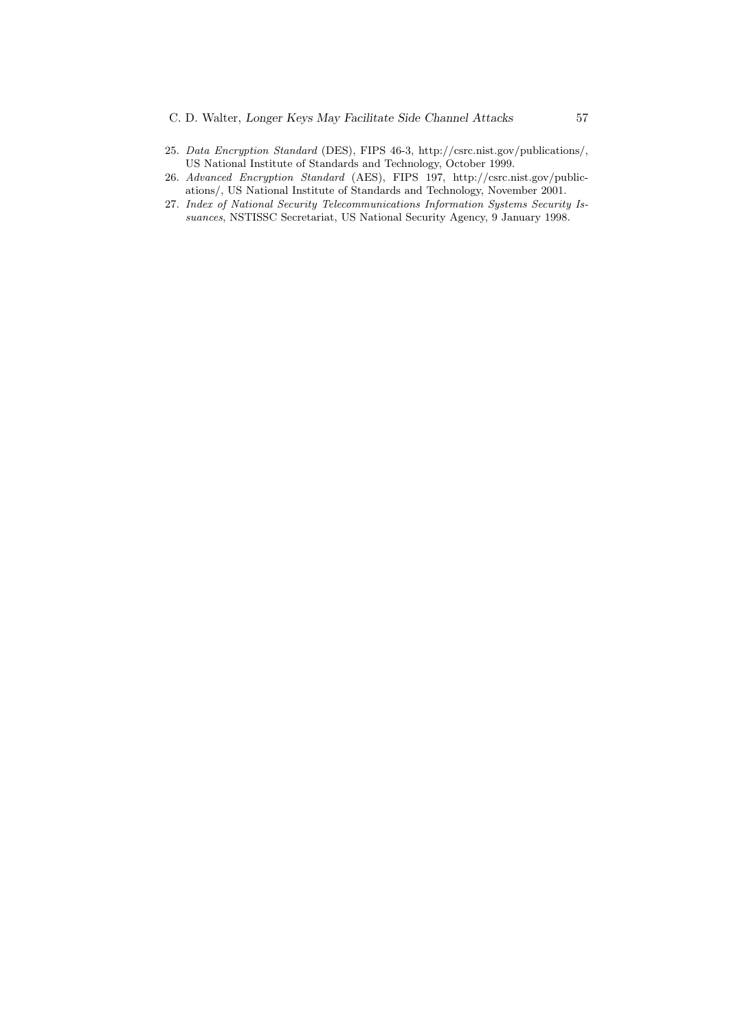25. *Data Encryption Standard* (DES), FIPS 46-3, http://csrc.nist.gov/publications/, US National Institute of Standards and Technology, October 1999.
26. *Advanced Encryption Standard* (AES), FIPS 197, http://csrc.nist.gov/publications/, US National Institute of Standards and Technology, November 2001.
27. *Index of National Security Telecommunications Information Systems Security Issuances*, NSTISSC Secretariat, US National Security Agency, 9 January 1998.